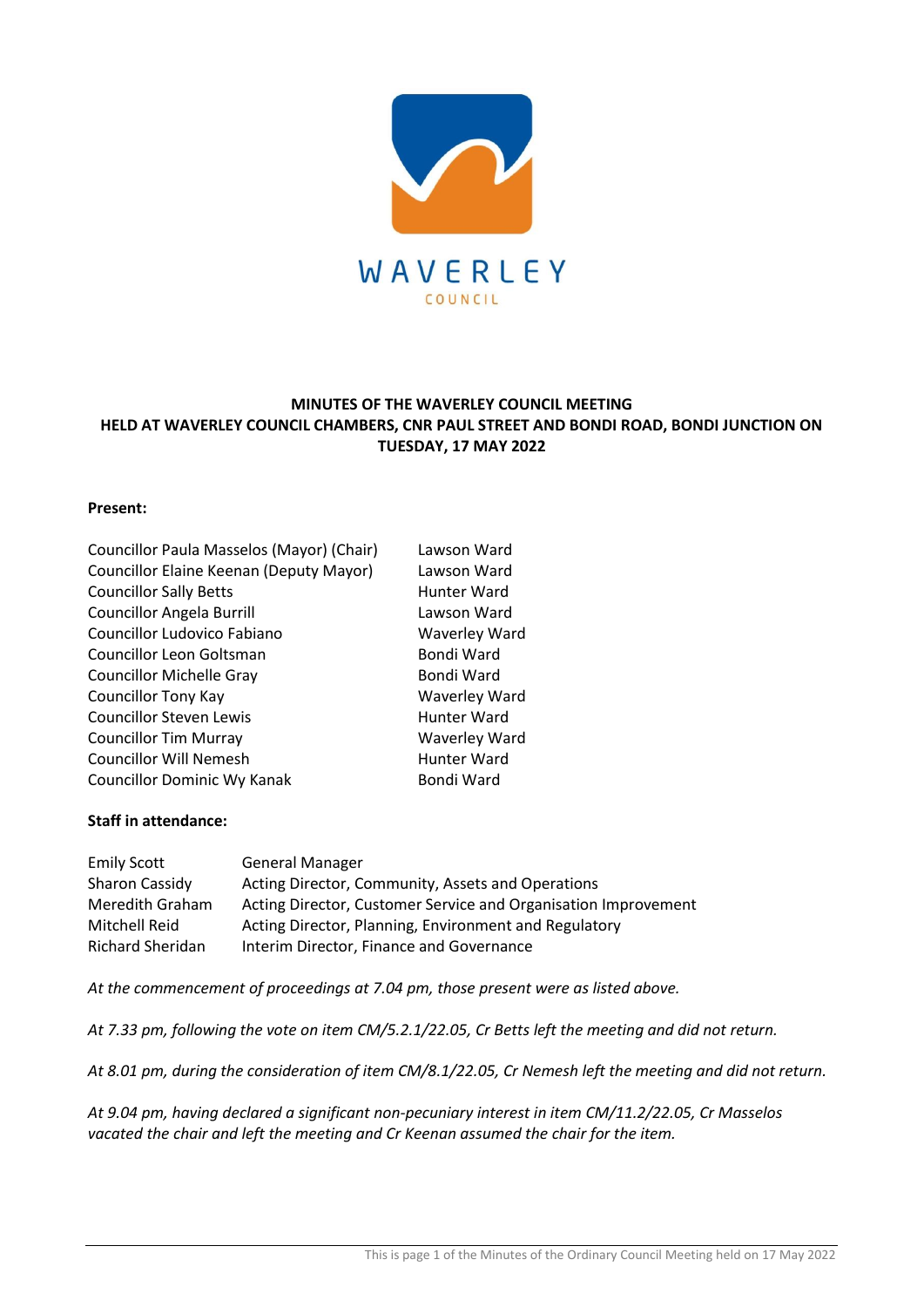WAVERLEY

COUNCIL

**MINUTES OF THE WAVERLEY COUNCIL MEETING HELD AT WAVERLEY COUNCIL CHAMBERS, CNR PAUL STREET AND BONDI ROAD, BONDI JUNCTION ON TUESDAY, 17 MAY 2022**

**Present:**

| | |
|---|---|
| Councillor Paula Masselos (Mayor) (Chair) | Lawson Ward |
| Councillor Elaine Keenan (Deputy Mayor) | Lawson Ward |
| Councillor Sally Betts | Hunter Ward |
| Councillor Angela Burrill | Lawson Ward |
| Councillor Ludovico Fabiano | Waverley Ward |
| Councillor Leon Goltsman | Bondi Ward |
| Councillor Michelle Gray | Bondi Ward |
| Councillor Tony Kay | Waverley Ward |
| Councillor Steven Lewis | Hunter Ward |
| Councillor Tim Murray | Waverley Ward |
| Councillor Will Nemesh | Hunter Ward |
| Councillor Dominic Wy Kanak | Bondi Ward |

**Staff in attendance:**

| | |
|---|---|
| Emily Scott | General Manager |
| Sharon Cassidy | Acting Director, Community, Assets and Operations |
| Meredith Graham | Acting Director, Customer Service and Organisation Improvement |
| Mitchell Reid | Acting Director, Planning, Environment and Regulatory |
| Richard Sheridan | Interim Director, Finance and Governance |

*At the commencement of proceedings at 7.04 pm, those present were as listed above.*

*At 7.33 pm, following the vote on item CM/5.2.1/22.05, Cr Betts left the meeting and did not return.*

*At 8.01 pm, during the consideration of item CM/8.1/22.05, Cr Nemesh left the meeting and did not return.*

*At 9.04 pm, having declared a significant non-pecuniary interest in item CM/11.2/22.05, Cr Masselos vacated the chair and left the meeting and Cr Keenan assumed the chair for the item.*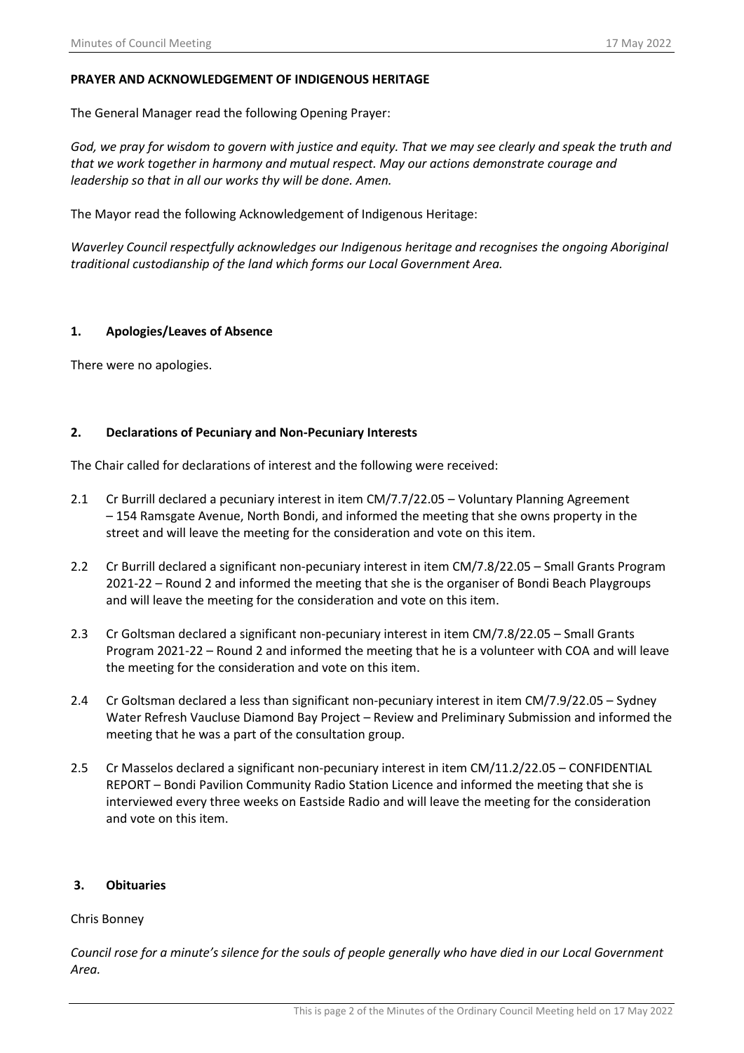**PRAYER AND ACKNOWLEDGEMENT OF INDIGENOUS HERITAGE**

The General Manager read the following Opening Prayer:

*God, we pray for wisdom to govern with justice and equity. That we may see clearly and speak the truth and that we work together in harmony and mutual respect. May our actions demonstrate courage and leadership so that in all our works thy will be done. Amen.*

The Mayor read the following Acknowledgement of Indigenous Heritage:

*Waverley Council respectfully acknowledges our Indigenous heritage and recognises the ongoing Aboriginal traditional custodianship of the land which forms our Local Government Area.*

## 1. Apologies/Leaves of Absence

There were no apologies.

## 2. Declarations of Pecuniary and Non-Pecuniary Interests

The Chair called for declarations of interest and the following were received:

2.1 Cr Burrill declared a pecuniary interest in item CM/7.7/22.05 – Voluntary Planning Agreement – 154 Ramsgate Avenue, North Bondi, and informed the meeting that she owns property in the street and will leave the meeting for the consideration and vote on this item.

2.2 Cr Burrill declared a significant non-pecuniary interest in item CM/7.8/22.05 – Small Grants Program 2021-22 – Round 2 and informed the meeting that she is the organiser of Bondi Beach Playgroups and will leave the meeting for the consideration and vote on this item.

2.3 Cr Goltsman declared a significant non-pecuniary interest in item CM/7.8/22.05 – Small Grants Program 2021-22 – Round 2 and informed the meeting that he is a volunteer with COA and will leave the meeting for the consideration and vote on this item.

2.4 Cr Goltsman declared a less than significant non-pecuniary interest in item CM/7.9/22.05 – Sydney Water Refresh Vaucluse Diamond Bay Project – Review and Preliminary Submission and informed the meeting that he was a part of the consultation group.

2.5 Cr Masselos declared a significant non-pecuniary interest in item CM/11.2/22.05 – CONFIDENTIAL REPORT – Bondi Pavilion Community Radio Station Licence and informed the meeting that she is interviewed every three weeks on Eastside Radio and will leave the meeting for the consideration and vote on this item.

## 3. Obituaries

Chris Bonney

*Council rose for a minute's silence for the souls of people generally who have died in our Local Government Area.*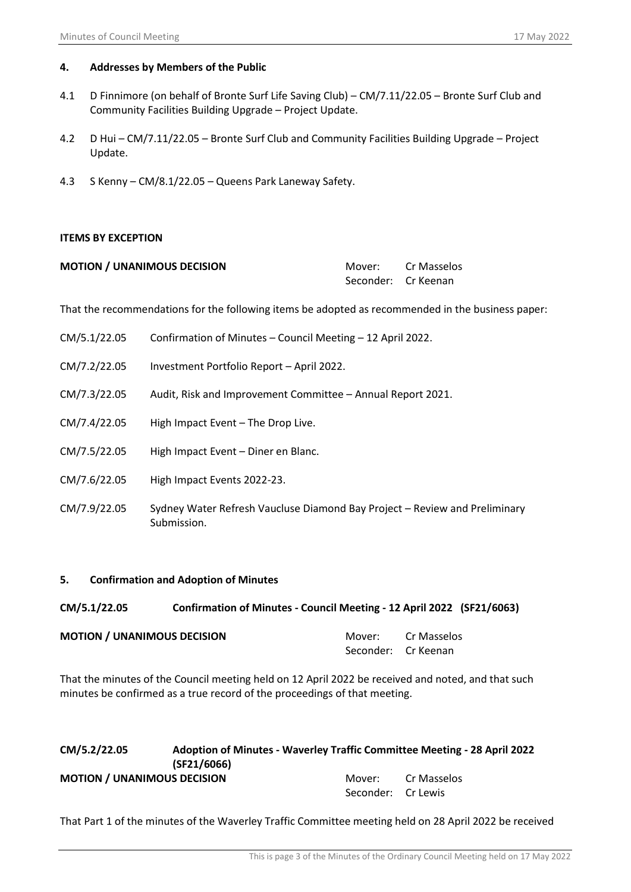## 4. Addresses by Members of the Public

4.1 D Finnimore (on behalf of Bronte Surf Life Saving Club) – CM/7.11/22.05 – Bronte Surf Club and Community Facilities Building Upgrade – Project Update.

4.2 D Hui – CM/7.11/22.05 – Bronte Surf Club and Community Facilities Building Upgrade – Project Update.

4.3 S Kenny – CM/8.1/22.05 – Queens Park Laneway Safety.

**ITEMS BY EXCEPTION**

**MOTION / UNANIMOUS DECISION**

Mover: Cr Masselos
Seconder: Cr Keenan

That the recommendations for the following items be adopted as recommended in the business paper:

| | |
|---|---|
| CM/5.1/22.05 | Confirmation of Minutes – Council Meeting – 12 April 2022. |
| CM/7.2/22.05 | Investment Portfolio Report – April 2022. |
| CM/7.3/22.05 | Audit, Risk and Improvement Committee – Annual Report 2021. |
| CM/7.4/22.05 | High Impact Event – The Drop Live. |
| CM/7.5/22.05 | High Impact Event – Diner en Blanc. |
| CM/7.6/22.05 | High Impact Events 2022-23. |
| CM/7.9/22.05 | Sydney Water Refresh Vaucluse Diamond Bay Project – Review and Preliminary Submission. |

## 5. Confirmation and Adoption of Minutes

### CM/5.1/22.05 Confirmation of Minutes - Council Meeting - 12 April 2022 (SF21/6063)

**MOTION / UNANIMOUS DECISION**

Mover: Cr Masselos
Seconder: Cr Keenan

That the minutes of the Council meeting held on 12 April 2022 be received and noted, and that such minutes be confirmed as a true record of the proceedings of that meeting.

### CM/5.2/22.05 Adoption of Minutes - Waverley Traffic Committee Meeting - 28 April 2022 (SF21/6066)

**MOTION / UNANIMOUS DECISION**

Mover: Cr Masselos
Seconder: Cr Lewis

That Part 1 of the minutes of the Waverley Traffic Committee meeting held on 28 April 2022 be received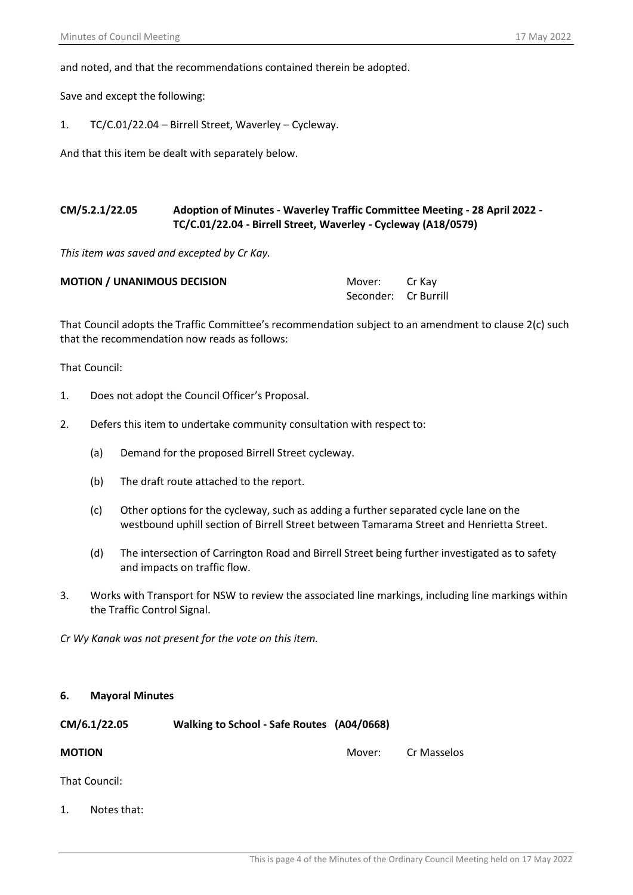and noted, and that the recommendations contained therein be adopted.

Save and except the following:

1. TC/C.01/22.04 – Birrell Street, Waverley – Cycleway.

And that this item be dealt with separately below.

### CM/5.2.1/22.05 Adoption of Minutes - Waverley Traffic Committee Meeting - 28 April 2022 - TC/C.01/22.04 - Birrell Street, Waverley - Cycleway (A18/0579)

*This item was saved and excepted by Cr Kay.*

**MOTION / UNANIMOUS DECISION**

Mover: Cr Kay
Seconder: Cr Burrill

That Council adopts the Traffic Committee's recommendation subject to an amendment to clause 2(c) such that the recommendation now reads as follows:

That Council:

1. Does not adopt the Council Officer's Proposal.

2. Defers this item to undertake community consultation with respect to:

   (a) Demand for the proposed Birrell Street cycleway.

   (b) The draft route attached to the report.

   (c) Other options for the cycleway, such as adding a further separated cycle lane on the westbound uphill section of Birrell Street between Tamarama Street and Henrietta Street.

   (d) The intersection of Carrington Road and Birrell Street being further investigated as to safety and impacts on traffic flow.

3. Works with Transport for NSW to review the associated line markings, including line markings within the Traffic Control Signal.

*Cr Wy Kanak was not present for the vote on this item.*

## 6. Mayoral Minutes

### CM/6.1/22.05 Walking to School - Safe Routes (A04/0668)

**MOTION**

Mover: Cr Masselos

That Council:

1. Notes that: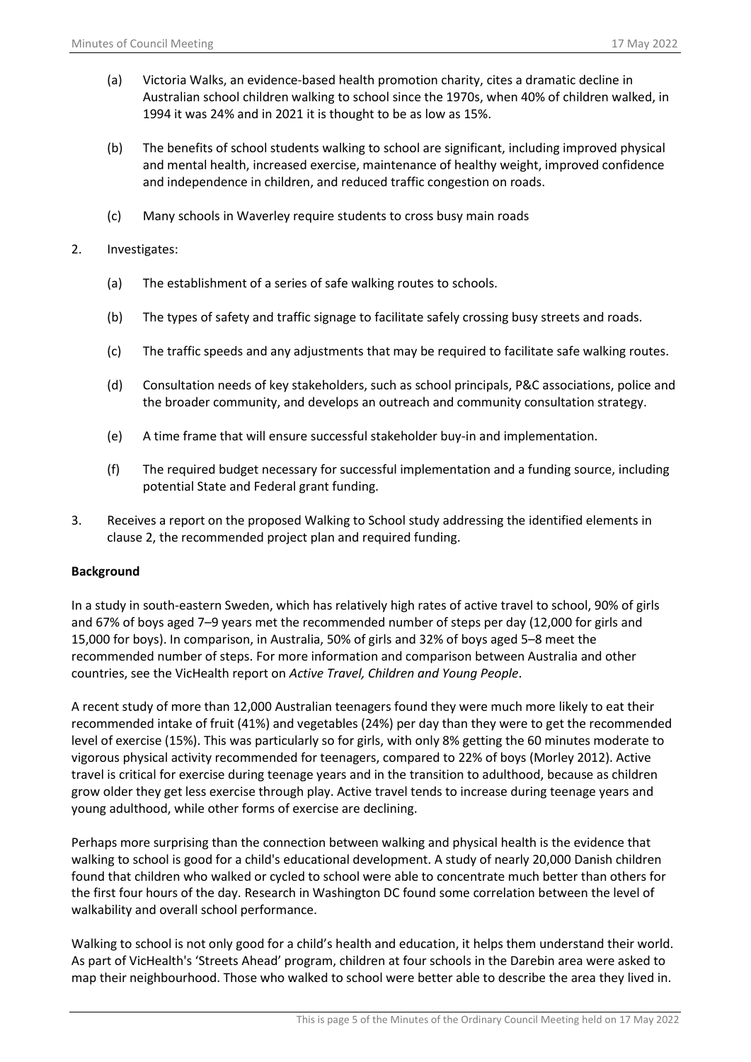(a) Victoria Walks, an evidence-based health promotion charity, cites a dramatic decline in Australian school children walking to school since the 1970s, when 40% of children walked, in 1994 it was 24% and in 2021 it is thought to be as low as 15%.

(b) The benefits of school students walking to school are significant, including improved physical and mental health, increased exercise, maintenance of healthy weight, improved confidence and independence in children, and reduced traffic congestion on roads.

(c) Many schools in Waverley require students to cross busy main roads

2. Investigates:

   (a) The establishment of a series of safe walking routes to schools.

   (b) The types of safety and traffic signage to facilitate safely crossing busy streets and roads.

   (c) The traffic speeds and any adjustments that may be required to facilitate safe walking routes.

   (d) Consultation needs of key stakeholders, such as school principals, P&C associations, police and the broader community, and develops an outreach and community consultation strategy.

   (e) A time frame that will ensure successful stakeholder buy-in and implementation.

   (f) The required budget necessary for successful implementation and a funding source, including potential State and Federal grant funding.

3. Receives a report on the proposed Walking to School study addressing the identified elements in clause 2, the recommended project plan and required funding.

**Background**

In a study in south-eastern Sweden, which has relatively high rates of active travel to school, 90% of girls and 67% of boys aged 7–9 years met the recommended number of steps per day (12,000 for girls and 15,000 for boys). In comparison, in Australia, 50% of girls and 32% of boys aged 5–8 meet the recommended number of steps. For more information and comparison between Australia and other countries, see the VicHealth report on *Active Travel, Children and Young People*.

A recent study of more than 12,000 Australian teenagers found they were much more likely to eat their recommended intake of fruit (41%) and vegetables (24%) per day than they were to get the recommended level of exercise (15%). This was particularly so for girls, with only 8% getting the 60 minutes moderate to vigorous physical activity recommended for teenagers, compared to 22% of boys (Morley 2012). Active travel is critical for exercise during teenage years and in the transition to adulthood, because as children grow older they get less exercise through play. Active travel tends to increase during teenage years and young adulthood, while other forms of exercise are declining.

Perhaps more surprising than the connection between walking and physical health is the evidence that walking to school is good for a child's educational development. A study of nearly 20,000 Danish children found that children who walked or cycled to school were able to concentrate much better than others for the first four hours of the day. Research in Washington DC found some correlation between the level of walkability and overall school performance.

Walking to school is not only good for a child's health and education, it helps them understand their world. As part of VicHealth's 'Streets Ahead' program, children at four schools in the Darebin area were asked to map their neighbourhood. Those who walked to school were better able to describe the area they lived in.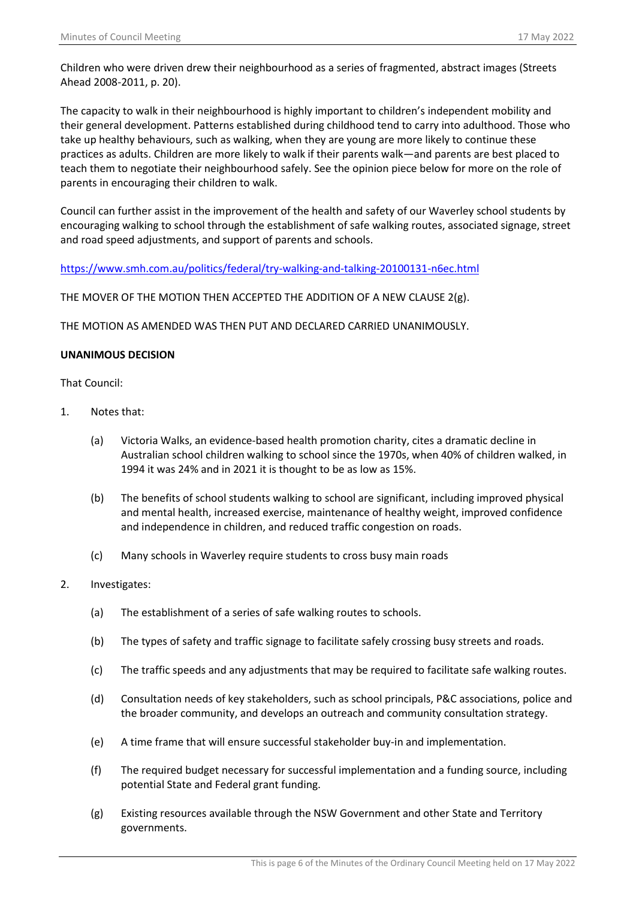Children who were driven drew their neighbourhood as a series of fragmented, abstract images (Streets Ahead 2008-2011, p. 20).

The capacity to walk in their neighbourhood is highly important to children's independent mobility and their general development. Patterns established during childhood tend to carry into adulthood. Those who take up healthy behaviours, such as walking, when they are young are more likely to continue these practices as adults. Children are more likely to walk if their parents walk—and parents are best placed to teach them to negotiate their neighbourhood safely. See the opinion piece below for more on the role of parents in encouraging their children to walk.

Council can further assist in the improvement of the health and safety of our Waverley school students by encouraging walking to school through the establishment of safe walking routes, associated signage, street and road speed adjustments, and support of parents and schools.

https://www.smh.com.au/politics/federal/try-walking-and-talking-20100131-n6ec.html

THE MOVER OF THE MOTION THEN ACCEPTED THE ADDITION OF A NEW CLAUSE 2(g).

THE MOTION AS AMENDED WAS THEN PUT AND DECLARED CARRIED UNANIMOUSLY.

**UNANIMOUS DECISION**

That Council:

1. Notes that:

   (a) Victoria Walks, an evidence-based health promotion charity, cites a dramatic decline in Australian school children walking to school since the 1970s, when 40% of children walked, in 1994 it was 24% and in 2021 it is thought to be as low as 15%.

   (b) The benefits of school students walking to school are significant, including improved physical and mental health, increased exercise, maintenance of healthy weight, improved confidence and independence in children, and reduced traffic congestion on roads.

   (c) Many schools in Waverley require students to cross busy main roads

2. Investigates:

   (a) The establishment of a series of safe walking routes to schools.

   (b) The types of safety and traffic signage to facilitate safely crossing busy streets and roads.

   (c) The traffic speeds and any adjustments that may be required to facilitate safe walking routes.

   (d) Consultation needs of key stakeholders, such as school principals, P&C associations, police and the broader community, and develops an outreach and community consultation strategy.

   (e) A time frame that will ensure successful stakeholder buy-in and implementation.

   (f) The required budget necessary for successful implementation and a funding source, including potential State and Federal grant funding.

   (g) Existing resources available through the NSW Government and other State and Territory governments.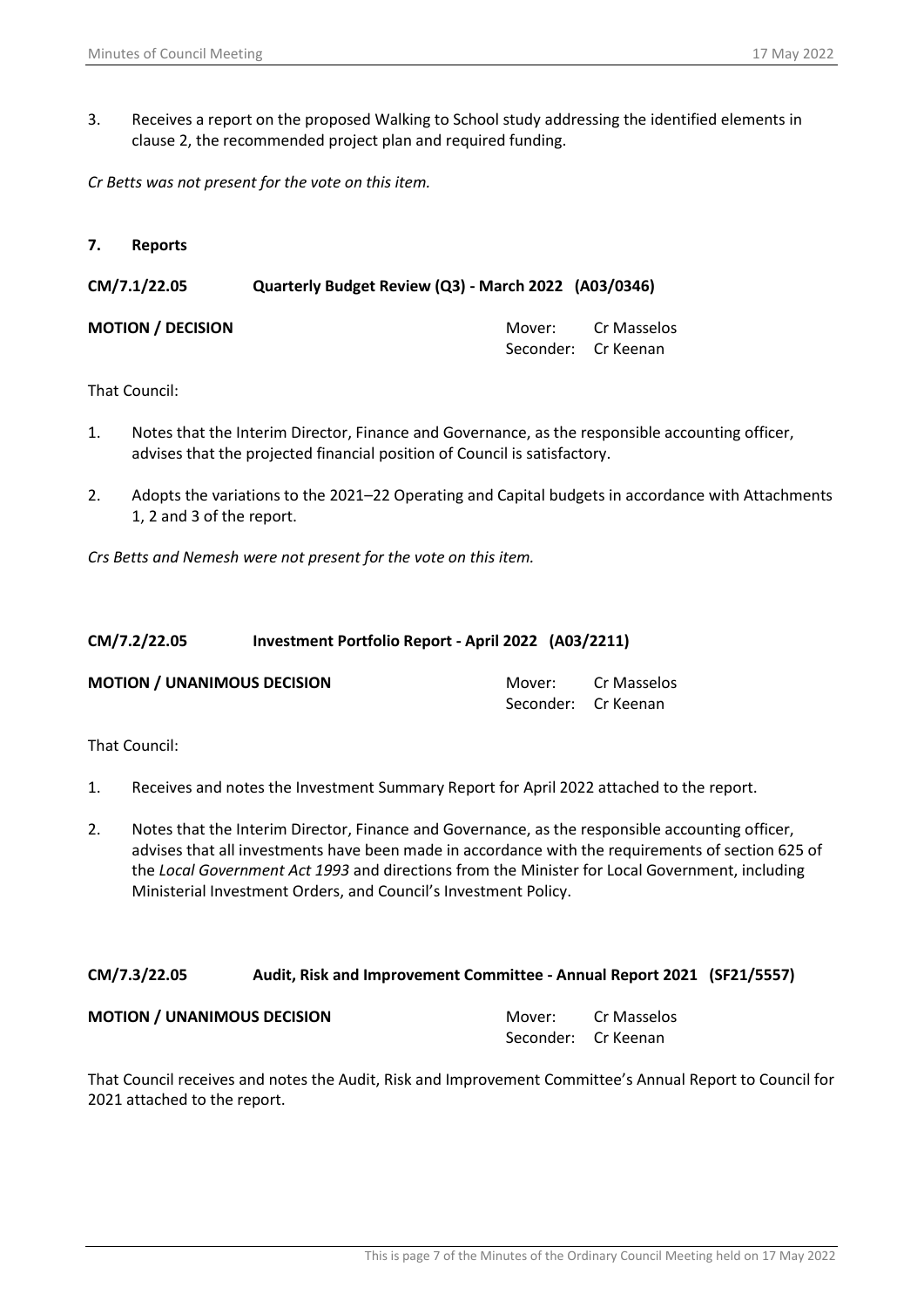3. Receives a report on the proposed Walking to School study addressing the identified elements in clause 2, the recommended project plan and required funding.

*Cr Betts was not present for the vote on this item.*

## 7. Reports

### CM/7.1/22.05 Quarterly Budget Review (Q3) - March 2022 (A03/0346)

**MOTION / DECISION**

Mover: Cr Masselos
Seconder: Cr Keenan

That Council:

1. Notes that the Interim Director, Finance and Governance, as the responsible accounting officer, advises that the projected financial position of Council is satisfactory.

2. Adopts the variations to the 2021–22 Operating and Capital budgets in accordance with Attachments 1, 2 and 3 of the report.

*Crs Betts and Nemesh were not present for the vote on this item.*

### CM/7.2/22.05 Investment Portfolio Report - April 2022 (A03/2211)

**MOTION / UNANIMOUS DECISION**

Mover: Cr Masselos
Seconder: Cr Keenan

That Council:

1. Receives and notes the Investment Summary Report for April 2022 attached to the report.

2. Notes that the Interim Director, Finance and Governance, as the responsible accounting officer, advises that all investments have been made in accordance with the requirements of section 625 of the *Local Government Act 1993* and directions from the Minister for Local Government, including Ministerial Investment Orders, and Council's Investment Policy.

### CM/7.3/22.05 Audit, Risk and Improvement Committee - Annual Report 2021 (SF21/5557)

**MOTION / UNANIMOUS DECISION**

Mover: Cr Masselos
Seconder: Cr Keenan

That Council receives and notes the Audit, Risk and Improvement Committee's Annual Report to Council for 2021 attached to the report.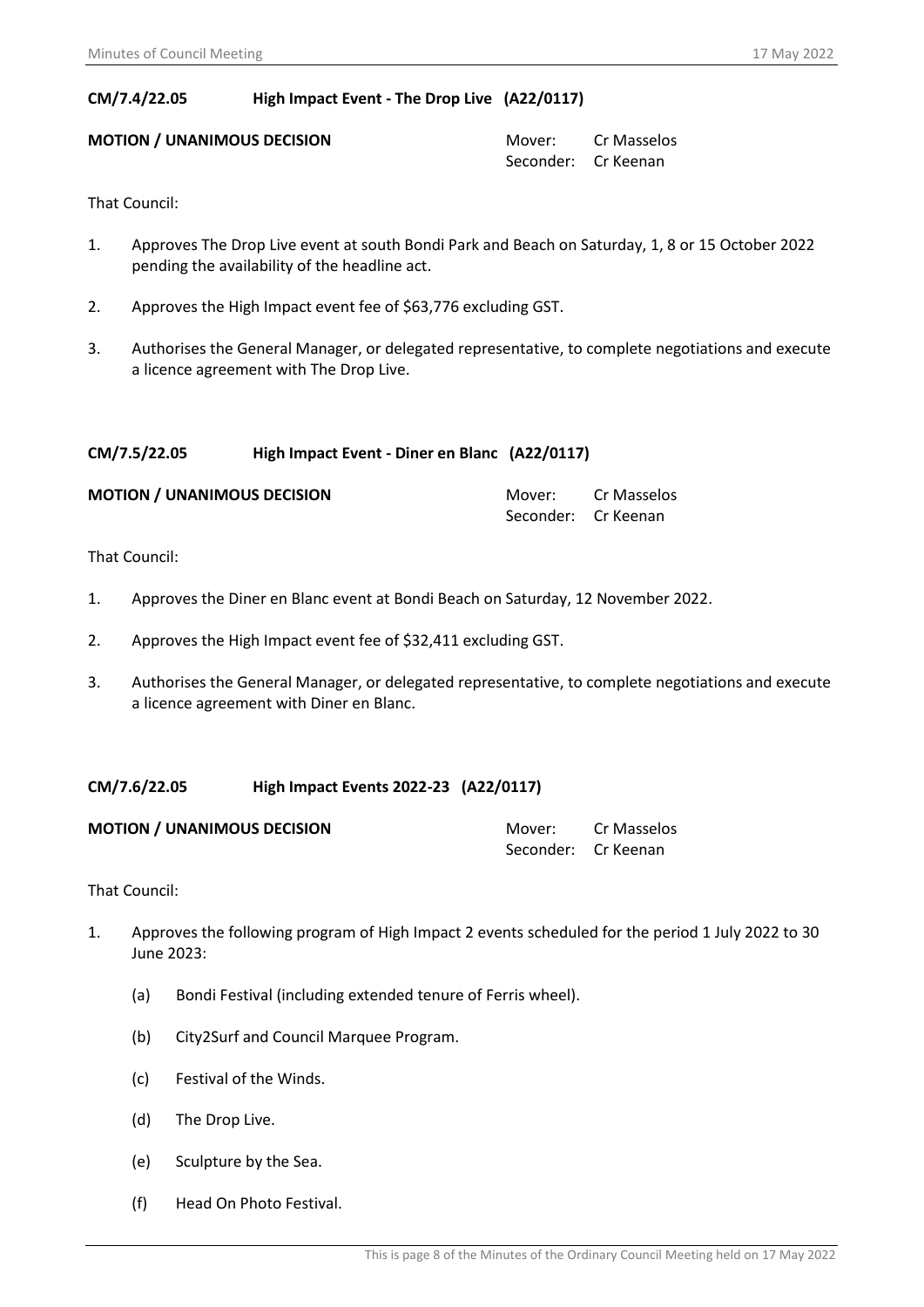**CM/7.4/22.05 High Impact Event - The Drop Live (A22/0117)**

**MOTION / UNANIMOUS DECISION**

Mover: Cr Masselos
Seconder: Cr Keenan

That Council:

1. Approves The Drop Live event at south Bondi Park and Beach on Saturday, 1, 8 or 15 October 2022 pending the availability of the headline act.

2. Approves the High Impact event fee of $63,776 excluding GST.

3. Authorises the General Manager, or delegated representative, to complete negotiations and execute a licence agreement with The Drop Live.

**CM/7.5/22.05 High Impact Event - Diner en Blanc (A22/0117)**

**MOTION / UNANIMOUS DECISION**

Mover: Cr Masselos
Seconder: Cr Keenan

That Council:

1. Approves the Diner en Blanc event at Bondi Beach on Saturday, 12 November 2022.

2. Approves the High Impact event fee of $32,411 excluding GST.

3. Authorises the General Manager, or delegated representative, to complete negotiations and execute a licence agreement with Diner en Blanc.

**CM/7.6/22.05 High Impact Events 2022-23 (A22/0117)**

**MOTION / UNANIMOUS DECISION**

Mover: Cr Masselos
Seconder: Cr Keenan

That Council:

1. Approves the following program of High Impact 2 events scheduled for the period 1 July 2022 to 30 June 2023:

   (a) Bondi Festival (including extended tenure of Ferris wheel).

   (b) City2Surf and Council Marquee Program.

   (c) Festival of the Winds.

   (d) The Drop Live.

   (e) Sculpture by the Sea.

   (f) Head On Photo Festival.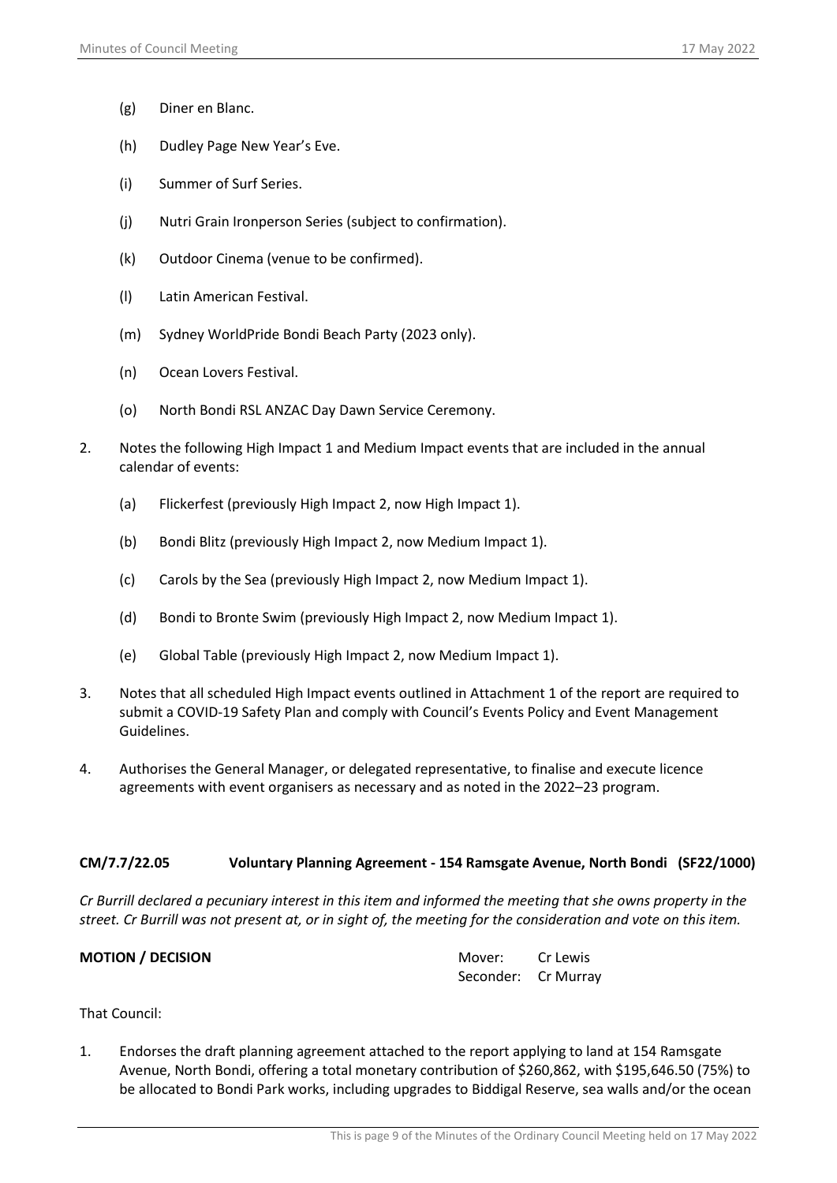(g) Diner en Blanc.

(h) Dudley Page New Year's Eve.

(i) Summer of Surf Series.

(j) Nutri Grain Ironperson Series (subject to confirmation).

(k) Outdoor Cinema (venue to be confirmed).

(l) Latin American Festival.

(m) Sydney WorldPride Bondi Beach Party (2023 only).

(n) Ocean Lovers Festival.

(o) North Bondi RSL ANZAC Day Dawn Service Ceremony.

2. Notes the following High Impact 1 and Medium Impact events that are included in the annual calendar of events:

   (a) Flickerfest (previously High Impact 2, now High Impact 1).

   (b) Bondi Blitz (previously High Impact 2, now Medium Impact 1).

   (c) Carols by the Sea (previously High Impact 2, now Medium Impact 1).

   (d) Bondi to Bronte Swim (previously High Impact 2, now Medium Impact 1).

   (e) Global Table (previously High Impact 2, now Medium Impact 1).

3. Notes that all scheduled High Impact events outlined in Attachment 1 of the report are required to submit a COVID-19 Safety Plan and comply with Council's Events Policy and Event Management Guidelines.

4. Authorises the General Manager, or delegated representative, to finalise and execute licence agreements with event organisers as necessary and as noted in the 2022–23 program.

**CM/7.7/22.05 Voluntary Planning Agreement - 154 Ramsgate Avenue, North Bondi (SF22/1000)**

*Cr Burrill declared a pecuniary interest in this item and informed the meeting that she owns property in the street. Cr Burrill was not present at, or in sight of, the meeting for the consideration and vote on this item.*

**MOTION / DECISION**

Mover: Cr Lewis
Seconder: Cr Murray

That Council:

1. Endorses the draft planning agreement attached to the report applying to land at 154 Ramsgate Avenue, North Bondi, offering a total monetary contribution of $260,862, with $195,646.50 (75%) to be allocated to Bondi Park works, including upgrades to Biddigal Reserve, sea walls and/or the ocean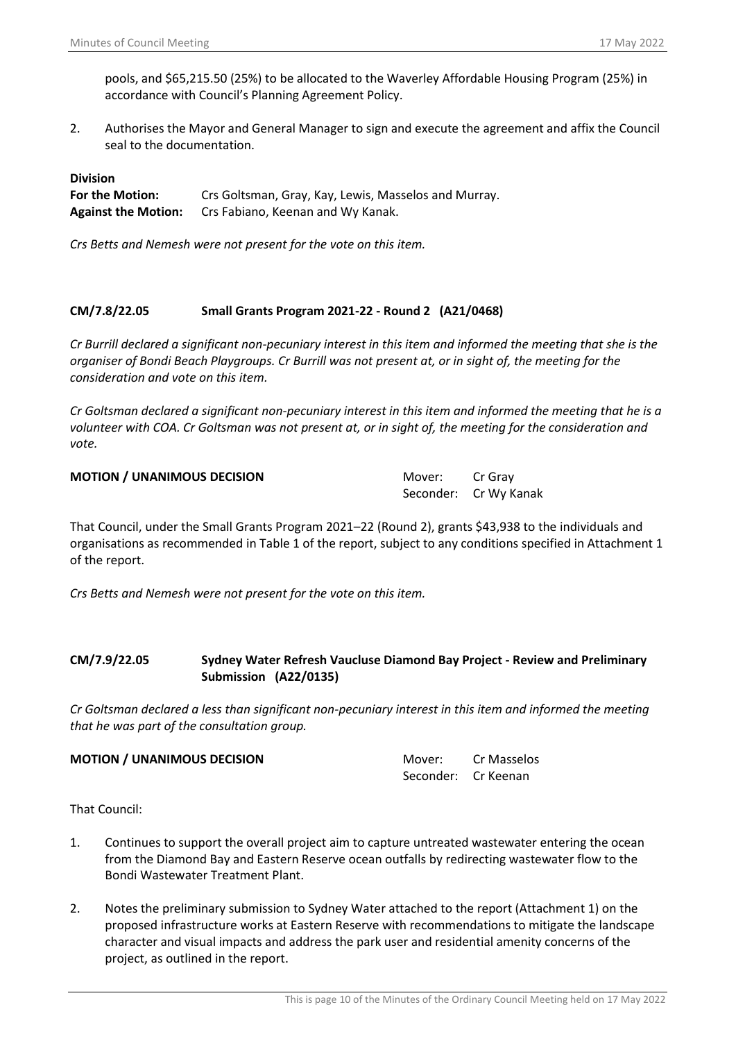pools, and $65,215.50 (25%) to be allocated to the Waverley Affordable Housing Program (25%) in accordance with Council's Planning Agreement Policy.

2. Authorises the Mayor and General Manager to sign and execute the agreement and affix the Council seal to the documentation.

**Division**

**For the Motion:** Crs Goltsman, Gray, Kay, Lewis, Masselos and Murray.

**Against the Motion:** Crs Fabiano, Keenan and Wy Kanak.

*Crs Betts and Nemesh were not present for the vote on this item.*

## CM/7.8/22.05 Small Grants Program 2021-22 - Round 2 (A21/0468)

*Cr Burrill declared a significant non-pecuniary interest in this item and informed the meeting that she is the organiser of Bondi Beach Playgroups. Cr Burrill was not present at, or in sight of, the meeting for the consideration and vote on this item.*

*Cr Goltsman declared a significant non-pecuniary interest in this item and informed the meeting that he is a volunteer with COA. Cr Goltsman was not present at, or in sight of, the meeting for the consideration and vote.*

**MOTION / UNANIMOUS DECISION**

Mover: Cr Gray
Seconder: Cr Wy Kanak

That Council, under the Small Grants Program 2021–22 (Round 2), grants $43,938 to the individuals and organisations as recommended in Table 1 of the report, subject to any conditions specified in Attachment 1 of the report.

*Crs Betts and Nemesh were not present for the vote on this item.*

## CM/7.9/22.05 Sydney Water Refresh Vaucluse Diamond Bay Project - Review and Preliminary Submission (A22/0135)

*Cr Goltsman declared a less than significant non-pecuniary interest in this item and informed the meeting that he was part of the consultation group.*

**MOTION / UNANIMOUS DECISION**

Mover: Cr Masselos
Seconder: Cr Keenan

That Council:

1. Continues to support the overall project aim to capture untreated wastewater entering the ocean from the Diamond Bay and Eastern Reserve ocean outfalls by redirecting wastewater flow to the Bondi Wastewater Treatment Plant.

2. Notes the preliminary submission to Sydney Water attached to the report (Attachment 1) on the proposed infrastructure works at Eastern Reserve with recommendations to mitigate the landscape character and visual impacts and address the park user and residential amenity concerns of the project, as outlined in the report.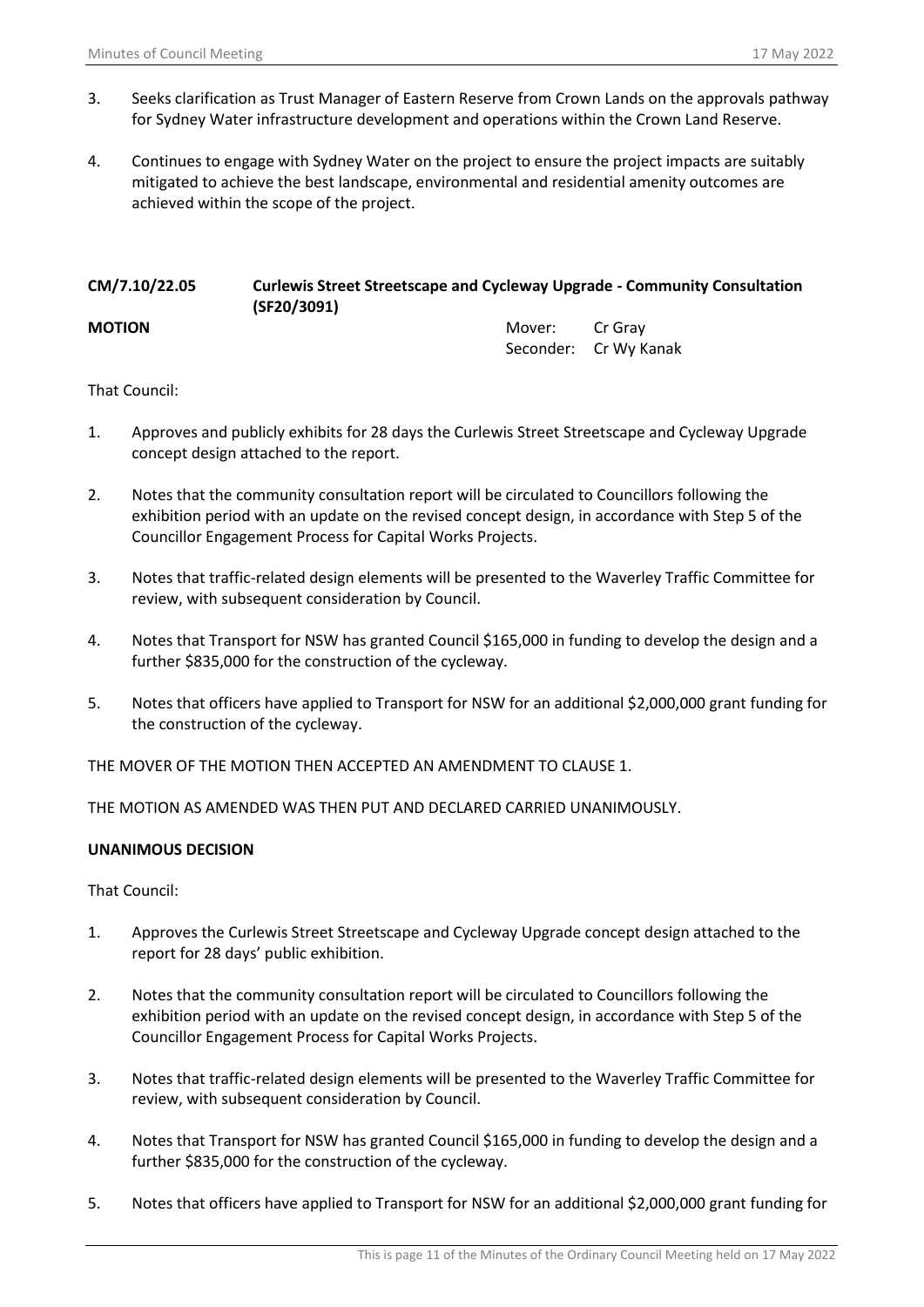3. Seeks clarification as Trust Manager of Eastern Reserve from Crown Lands on the approvals pathway for Sydney Water infrastructure development and operations within the Crown Land Reserve.

4. Continues to engage with Sydney Water on the project to ensure the project impacts are suitably mitigated to achieve the best landscape, environmental and residential amenity outcomes are achieved within the scope of the project.

## CM/7.10/22.05 Curlewis Street Streetscape and Cycleway Upgrade - Community Consultation (SF20/3091)

**MOTION**

Mover: Cr Gray
Seconder: Cr Wy Kanak

That Council:

1. Approves and publicly exhibits for 28 days the Curlewis Street Streetscape and Cycleway Upgrade concept design attached to the report.

2. Notes that the community consultation report will be circulated to Councillors following the exhibition period with an update on the revised concept design, in accordance with Step 5 of the Councillor Engagement Process for Capital Works Projects.

3. Notes that traffic-related design elements will be presented to the Waverley Traffic Committee for review, with subsequent consideration by Council.

4. Notes that Transport for NSW has granted Council $165,000 in funding to develop the design and a further $835,000 for the construction of the cycleway.

5. Notes that officers have applied to Transport for NSW for an additional $2,000,000 grant funding for the construction of the cycleway.

THE MOVER OF THE MOTION THEN ACCEPTED AN AMENDMENT TO CLAUSE 1.

THE MOTION AS AMENDED WAS THEN PUT AND DECLARED CARRIED UNANIMOUSLY.

**UNANIMOUS DECISION**

That Council:

1. Approves the Curlewis Street Streetscape and Cycleway Upgrade concept design attached to the report for 28 days' public exhibition.

2. Notes that the community consultation report will be circulated to Councillors following the exhibition period with an update on the revised concept design, in accordance with Step 5 of the Councillor Engagement Process for Capital Works Projects.

3. Notes that traffic-related design elements will be presented to the Waverley Traffic Committee for review, with subsequent consideration by Council.

4. Notes that Transport for NSW has granted Council $165,000 in funding to develop the design and a further $835,000 for the construction of the cycleway.

5. Notes that officers have applied to Transport for NSW for an additional $2,000,000 grant funding for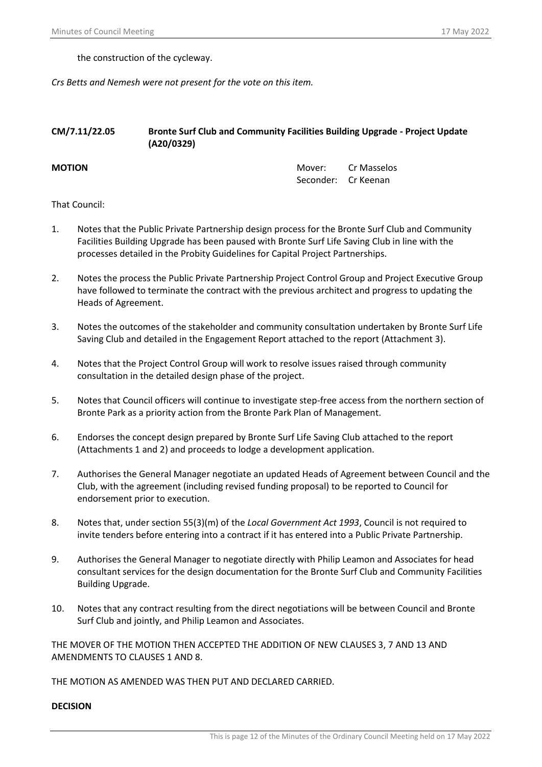the construction of the cycleway.

*Crs Betts and Nemesh were not present for the vote on this item.*

## CM/7.11/22.05 Bronte Surf Club and Community Facilities Building Upgrade - Project Update (A20/0329)

**MOTION**

Mover: Cr Masselos
Seconder: Cr Keenan

That Council:

1. Notes that the Public Private Partnership design process for the Bronte Surf Club and Community Facilities Building Upgrade has been paused with Bronte Surf Life Saving Club in line with the processes detailed in the Probity Guidelines for Capital Project Partnerships.

2. Notes the process the Public Private Partnership Project Control Group and Project Executive Group have followed to terminate the contract with the previous architect and progress to updating the Heads of Agreement.

3. Notes the outcomes of the stakeholder and community consultation undertaken by Bronte Surf Life Saving Club and detailed in the Engagement Report attached to the report (Attachment 3).

4. Notes that the Project Control Group will work to resolve issues raised through community consultation in the detailed design phase of the project.

5. Notes that Council officers will continue to investigate step-free access from the northern section of Bronte Park as a priority action from the Bronte Park Plan of Management.

6. Endorses the concept design prepared by Bronte Surf Life Saving Club attached to the report (Attachments 1 and 2) and proceeds to lodge a development application.

7. Authorises the General Manager negotiate an updated Heads of Agreement between Council and the Club, with the agreement (including revised funding proposal) to be reported to Council for endorsement prior to execution.

8. Notes that, under section 55(3)(m) of the *Local Government Act 1993*, Council is not required to invite tenders before entering into a contract if it has entered into a Public Private Partnership.

9. Authorises the General Manager to negotiate directly with Philip Leamon and Associates for head consultant services for the design documentation for the Bronte Surf Club and Community Facilities Building Upgrade.

10. Notes that any contract resulting from the direct negotiations will be between Council and Bronte Surf Club and jointly, and Philip Leamon and Associates.

THE MOVER OF THE MOTION THEN ACCEPTED THE ADDITION OF NEW CLAUSES 3, 7 AND 13 AND AMENDMENTS TO CLAUSES 1 AND 8.

THE MOTION AS AMENDED WAS THEN PUT AND DECLARED CARRIED.

**DECISION**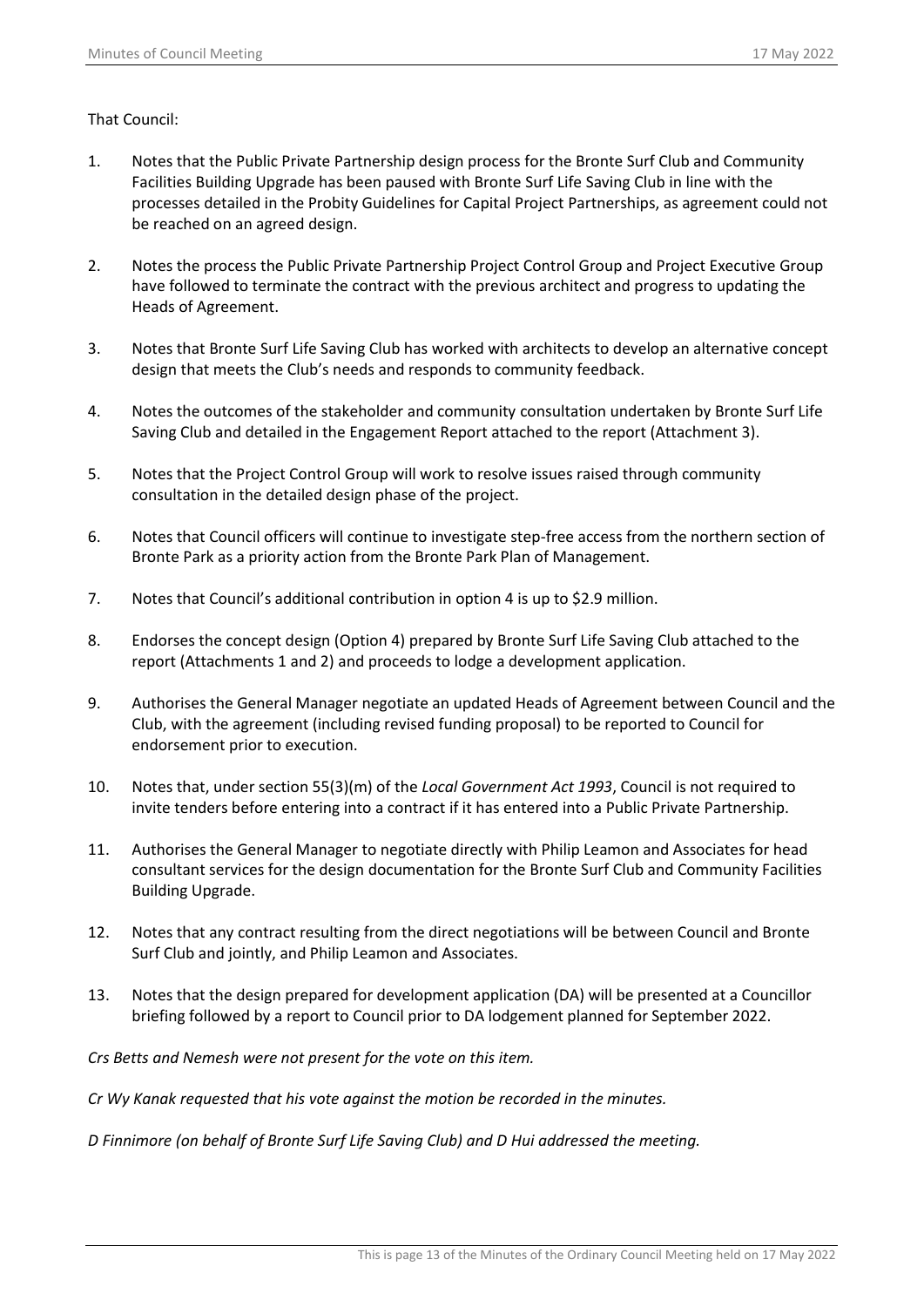That Council:

1. Notes that the Public Private Partnership design process for the Bronte Surf Club and Community Facilities Building Upgrade has been paused with Bronte Surf Life Saving Club in line with the processes detailed in the Probity Guidelines for Capital Project Partnerships, as agreement could not be reached on an agreed design.

2. Notes the process the Public Private Partnership Project Control Group and Project Executive Group have followed to terminate the contract with the previous architect and progress to updating the Heads of Agreement.

3. Notes that Bronte Surf Life Saving Club has worked with architects to develop an alternative concept design that meets the Club's needs and responds to community feedback.

4. Notes the outcomes of the stakeholder and community consultation undertaken by Bronte Surf Life Saving Club and detailed in the Engagement Report attached to the report (Attachment 3).

5. Notes that the Project Control Group will work to resolve issues raised through community consultation in the detailed design phase of the project.

6. Notes that Council officers will continue to investigate step-free access from the northern section of Bronte Park as a priority action from the Bronte Park Plan of Management.

7. Notes that Council's additional contribution in option 4 is up to $2.9 million.

8. Endorses the concept design (Option 4) prepared by Bronte Surf Life Saving Club attached to the report (Attachments 1 and 2) and proceeds to lodge a development application.

9. Authorises the General Manager negotiate an updated Heads of Agreement between Council and the Club, with the agreement (including revised funding proposal) to be reported to Council for endorsement prior to execution.

10. Notes that, under section 55(3)(m) of the *Local Government Act 1993*, Council is not required to invite tenders before entering into a contract if it has entered into a Public Private Partnership.

11. Authorises the General Manager to negotiate directly with Philip Leamon and Associates for head consultant services for the design documentation for the Bronte Surf Club and Community Facilities Building Upgrade.

12. Notes that any contract resulting from the direct negotiations will be between Council and Bronte Surf Club and jointly, and Philip Leamon and Associates.

13. Notes that the design prepared for development application (DA) will be presented at a Councillor briefing followed by a report to Council prior to DA lodgement planned for September 2022.

*Crs Betts and Nemesh were not present for the vote on this item.*

*Cr Wy Kanak requested that his vote against the motion be recorded in the minutes.*

*D Finnimore (on behalf of Bronte Surf Life Saving Club) and D Hui addressed the meeting.*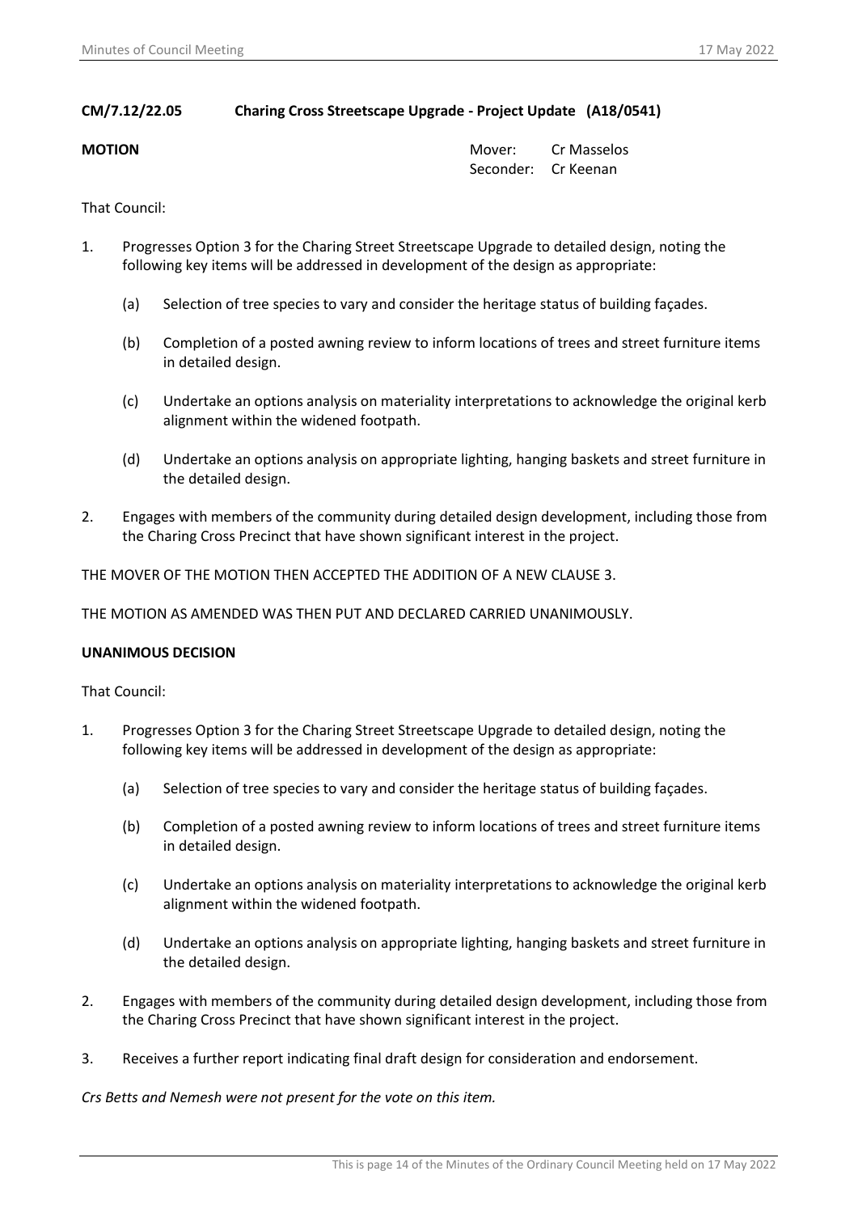**CM/7.12/22.05 Charing Cross Streetscape Upgrade - Project Update (A18/0541)**

**MOTION**

Mover: Cr Masselos
Seconder: Cr Keenan

That Council:

1. Progresses Option 3 for the Charing Street Streetscape Upgrade to detailed design, noting the following key items will be addressed in development of the design as appropriate:

   (a) Selection of tree species to vary and consider the heritage status of building façades.

   (b) Completion of a posted awning review to inform locations of trees and street furniture items in detailed design.

   (c) Undertake an options analysis on materiality interpretations to acknowledge the original kerb alignment within the widened footpath.

   (d) Undertake an options analysis on appropriate lighting, hanging baskets and street furniture in the detailed design.

2. Engages with members of the community during detailed design development, including those from the Charing Cross Precinct that have shown significant interest in the project.

THE MOVER OF THE MOTION THEN ACCEPTED THE ADDITION OF A NEW CLAUSE 3.

THE MOTION AS AMENDED WAS THEN PUT AND DECLARED CARRIED UNANIMOUSLY.

**UNANIMOUS DECISION**

That Council:

1. Progresses Option 3 for the Charing Street Streetscape Upgrade to detailed design, noting the following key items will be addressed in development of the design as appropriate:

   (a) Selection of tree species to vary and consider the heritage status of building façades.

   (b) Completion of a posted awning review to inform locations of trees and street furniture items in detailed design.

   (c) Undertake an options analysis on materiality interpretations to acknowledge the original kerb alignment within the widened footpath.

   (d) Undertake an options analysis on appropriate lighting, hanging baskets and street furniture in the detailed design.

2. Engages with members of the community during detailed design development, including those from the Charing Cross Precinct that have shown significant interest in the project.

3. Receives a further report indicating final draft design for consideration and endorsement.

*Crs Betts and Nemesh were not present for the vote on this item.*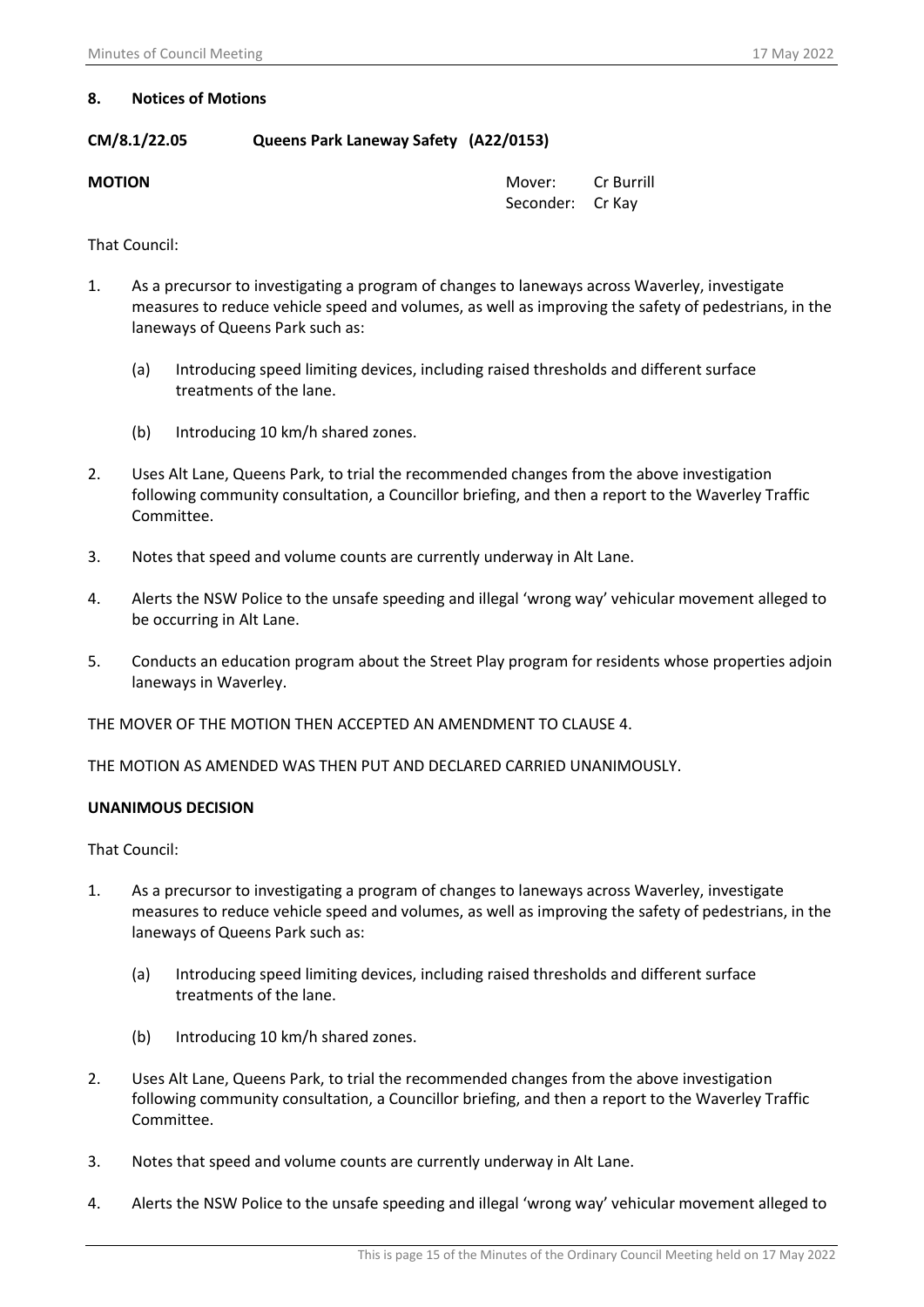## 8. Notices of Motions

**CM/8.1/22.05 Queens Park Laneway Safety (A22/0153)**

**MOTION**

Mover: Cr Burrill
Seconder: Cr Kay

That Council:

1. As a precursor to investigating a program of changes to laneways across Waverley, investigate measures to reduce vehicle speed and volumes, as well as improving the safety of pedestrians, in the laneways of Queens Park such as:

   (a) Introducing speed limiting devices, including raised thresholds and different surface treatments of the lane.

   (b) Introducing 10 km/h shared zones.

2. Uses Alt Lane, Queens Park, to trial the recommended changes from the above investigation following community consultation, a Councillor briefing, and then a report to the Waverley Traffic Committee.

3. Notes that speed and volume counts are currently underway in Alt Lane.

4. Alerts the NSW Police to the unsafe speeding and illegal 'wrong way' vehicular movement alleged to be occurring in Alt Lane.

5. Conducts an education program about the Street Play program for residents whose properties adjoin laneways in Waverley.

THE MOVER OF THE MOTION THEN ACCEPTED AN AMENDMENT TO CLAUSE 4.

THE MOTION AS AMENDED WAS THEN PUT AND DECLARED CARRIED UNANIMOUSLY.

**UNANIMOUS DECISION**

That Council:

1. As a precursor to investigating a program of changes to laneways across Waverley, investigate measures to reduce vehicle speed and volumes, as well as improving the safety of pedestrians, in the laneways of Queens Park such as:

   (a) Introducing speed limiting devices, including raised thresholds and different surface treatments of the lane.

   (b) Introducing 10 km/h shared zones.

2. Uses Alt Lane, Queens Park, to trial the recommended changes from the above investigation following community consultation, a Councillor briefing, and then a report to the Waverley Traffic Committee.

3. Notes that speed and volume counts are currently underway in Alt Lane.

4. Alerts the NSW Police to the unsafe speeding and illegal 'wrong way' vehicular movement alleged to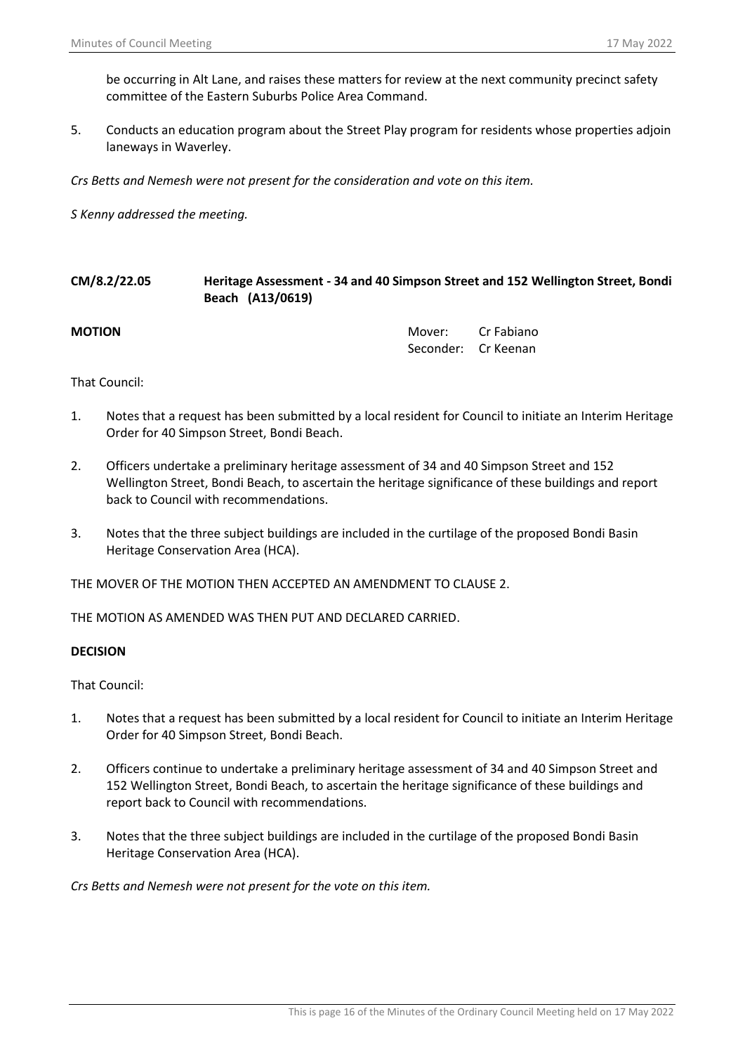be occurring in Alt Lane, and raises these matters for review at the next community precinct safety committee of the Eastern Suburbs Police Area Command.

5. Conducts an education program about the Street Play program for residents whose properties adjoin laneways in Waverley.

*Crs Betts and Nemesh were not present for the consideration and vote on this item.*

*S Kenny addressed the meeting.*

## CM/8.2/22.05 Heritage Assessment - 34 and 40 Simpson Street and 152 Wellington Street, Bondi Beach (A13/0619)

**MOTION**

Mover: Cr Fabiano
Seconder: Cr Keenan

That Council:

1. Notes that a request has been submitted by a local resident for Council to initiate an Interim Heritage Order for 40 Simpson Street, Bondi Beach.

2. Officers undertake a preliminary heritage assessment of 34 and 40 Simpson Street and 152 Wellington Street, Bondi Beach, to ascertain the heritage significance of these buildings and report back to Council with recommendations.

3. Notes that the three subject buildings are included in the curtilage of the proposed Bondi Basin Heritage Conservation Area (HCA).

THE MOVER OF THE MOTION THEN ACCEPTED AN AMENDMENT TO CLAUSE 2.

THE MOTION AS AMENDED WAS THEN PUT AND DECLARED CARRIED.

**DECISION**

That Council:

1. Notes that a request has been submitted by a local resident for Council to initiate an Interim Heritage Order for 40 Simpson Street, Bondi Beach.

2. Officers continue to undertake a preliminary heritage assessment of 34 and 40 Simpson Street and 152 Wellington Street, Bondi Beach, to ascertain the heritage significance of these buildings and report back to Council with recommendations.

3. Notes that the three subject buildings are included in the curtilage of the proposed Bondi Basin Heritage Conservation Area (HCA).

*Crs Betts and Nemesh were not present for the vote on this item.*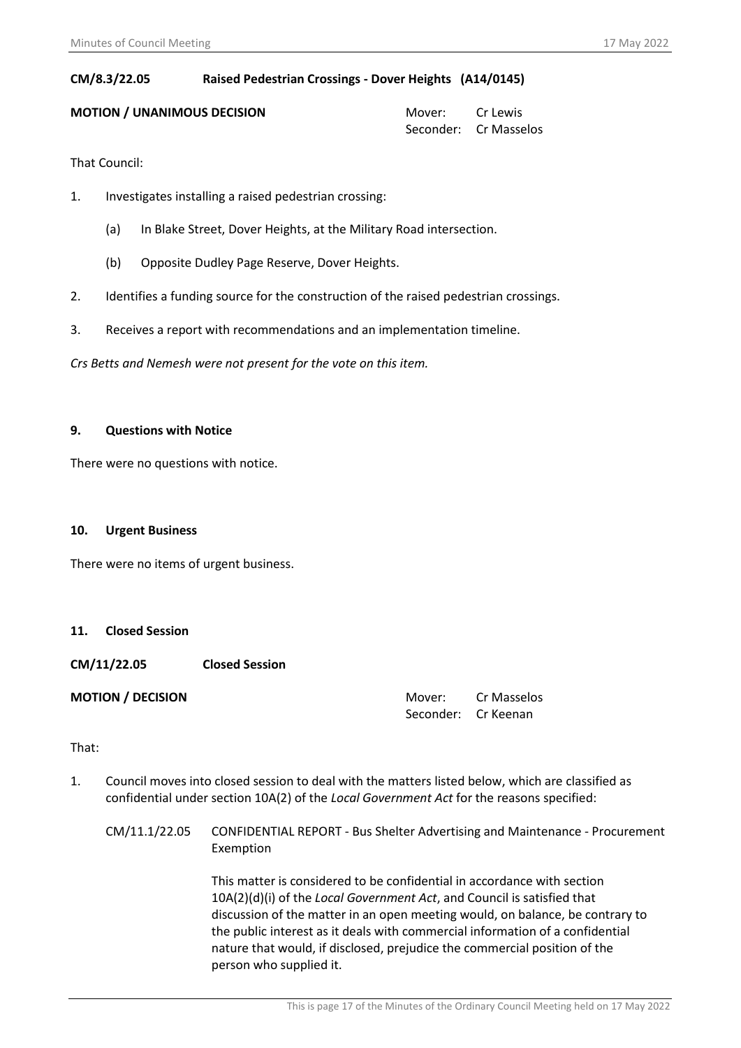**CM/8.3/22.05 Raised Pedestrian Crossings - Dover Heights (A14/0145)**

**MOTION / UNANIMOUS DECISION**

Mover: Cr Lewis
Seconder: Cr Masselos

That Council:

1. Investigates installing a raised pedestrian crossing:
   (a) In Blake Street, Dover Heights, at the Military Road intersection.
   (b) Opposite Dudley Page Reserve, Dover Heights.
2. Identifies a funding source for the construction of the raised pedestrian crossings.
3. Receives a report with recommendations and an implementation timeline.

*Crs Betts and Nemesh were not present for the vote on this item.*

## 9. Questions with Notice

There were no questions with notice.

## 10. Urgent Business

There were no items of urgent business.

## 11. Closed Session

**CM/11/22.05 Closed Session**

**MOTION / DECISION**

Mover: Cr Masselos
Seconder: Cr Keenan

That:

1. Council moves into closed session to deal with the matters listed below, which are classified as confidential under section 10A(2) of the *Local Government Act* for the reasons specified:

   CM/11.1/22.05 CONFIDENTIAL REPORT - Bus Shelter Advertising and Maintenance - Procurement Exemption

   This matter is considered to be confidential in accordance with section 10A(2)(d)(i) of the *Local Government Act*, and Council is satisfied that discussion of the matter in an open meeting would, on balance, be contrary to the public interest as it deals with commercial information of a confidential nature that would, if disclosed, prejudice the commercial position of the person who supplied it.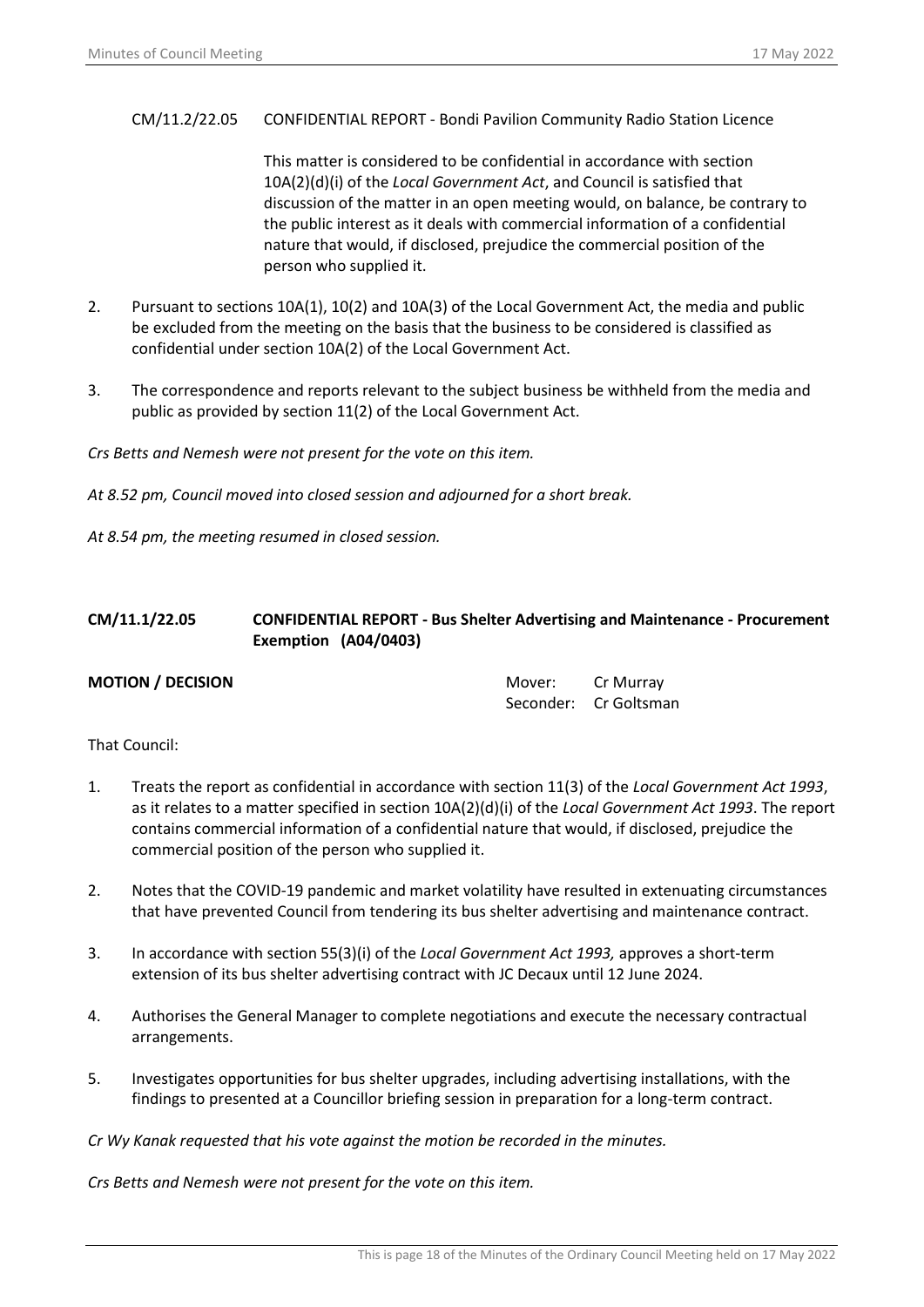CM/11.2/22.05 CONFIDENTIAL REPORT - Bondi Pavilion Community Radio Station Licence

This matter is considered to be confidential in accordance with section 10A(2)(d)(i) of the *Local Government Act*, and Council is satisfied that discussion of the matter in an open meeting would, on balance, be contrary to the public interest as it deals with commercial information of a confidential nature that would, if disclosed, prejudice the commercial position of the person who supplied it.

2. Pursuant to sections 10A(1), 10(2) and 10A(3) of the Local Government Act, the media and public be excluded from the meeting on the basis that the business to be considered is classified as confidential under section 10A(2) of the Local Government Act.

3. The correspondence and reports relevant to the subject business be withheld from the media and public as provided by section 11(2) of the Local Government Act.

*Crs Betts and Nemesh were not present for the vote on this item.*

*At 8.52 pm, Council moved into closed session and adjourned for a short break.*

*At 8.54 pm, the meeting resumed in closed session.*

## CM/11.1/22.05 CONFIDENTIAL REPORT - Bus Shelter Advertising and Maintenance - Procurement Exemption (A04/0403)

**MOTION / DECISION**

Mover: Cr Murray
Seconder: Cr Goltsman

That Council:

1. Treats the report as confidential in accordance with section 11(3) of the *Local Government Act 1993*, as it relates to a matter specified in section 10A(2)(d)(i) of the *Local Government Act 1993*. The report contains commercial information of a confidential nature that would, if disclosed, prejudice the commercial position of the person who supplied it.

2. Notes that the COVID-19 pandemic and market volatility have resulted in extenuating circumstances that have prevented Council from tendering its bus shelter advertising and maintenance contract.

3. In accordance with section 55(3)(i) of the *Local Government Act 1993,* approves a short-term extension of its bus shelter advertising contract with JC Decaux until 12 June 2024.

4. Authorises the General Manager to complete negotiations and execute the necessary contractual arrangements.

5. Investigates opportunities for bus shelter upgrades, including advertising installations, with the findings to presented at a Councillor briefing session in preparation for a long-term contract.

*Cr Wy Kanak requested that his vote against the motion be recorded in the minutes.*

*Crs Betts and Nemesh were not present for the vote on this item.*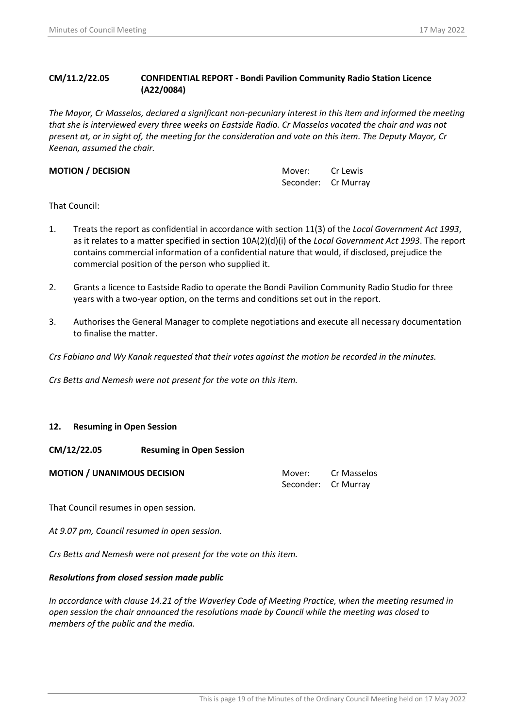**CM/11.2/22.05 CONFIDENTIAL REPORT - Bondi Pavilion Community Radio Station Licence (A22/0084)**

*The Mayor, Cr Masselos, declared a significant non-pecuniary interest in this item and informed the meeting that she is interviewed every three weeks on Eastside Radio. Cr Masselos vacated the chair and was not present at, or in sight of, the meeting for the consideration and vote on this item. The Deputy Mayor, Cr Keenan, assumed the chair.*

**MOTION / DECISION**

Mover: Cr Lewis
Seconder: Cr Murray

That Council:

1. Treats the report as confidential in accordance with section 11(3) of the *Local Government Act 1993*, as it relates to a matter specified in section 10A(2)(d)(i) of the *Local Government Act 1993*. The report contains commercial information of a confidential nature that would, if disclosed, prejudice the commercial position of the person who supplied it.

2. Grants a licence to Eastside Radio to operate the Bondi Pavilion Community Radio Studio for three years with a two-year option, on the terms and conditions set out in the report.

3. Authorises the General Manager to complete negotiations and execute all necessary documentation to finalise the matter.

*Crs Fabiano and Wy Kanak requested that their votes against the motion be recorded in the minutes.*

*Crs Betts and Nemesh were not present for the vote on this item.*

## 12. Resuming in Open Session

**CM/12/22.05 Resuming in Open Session**

**MOTION / UNANIMOUS DECISION**

Mover: Cr Masselos
Seconder: Cr Murray

That Council resumes in open session.

*At 9.07 pm, Council resumed in open session.*

*Crs Betts and Nemesh were not present for the vote on this item.*

***Resolutions from closed session made public***

*In accordance with clause 14.21 of the Waverley Code of Meeting Practice, when the meeting resumed in open session the chair announced the resolutions made by Council while the meeting was closed to members of the public and the media.*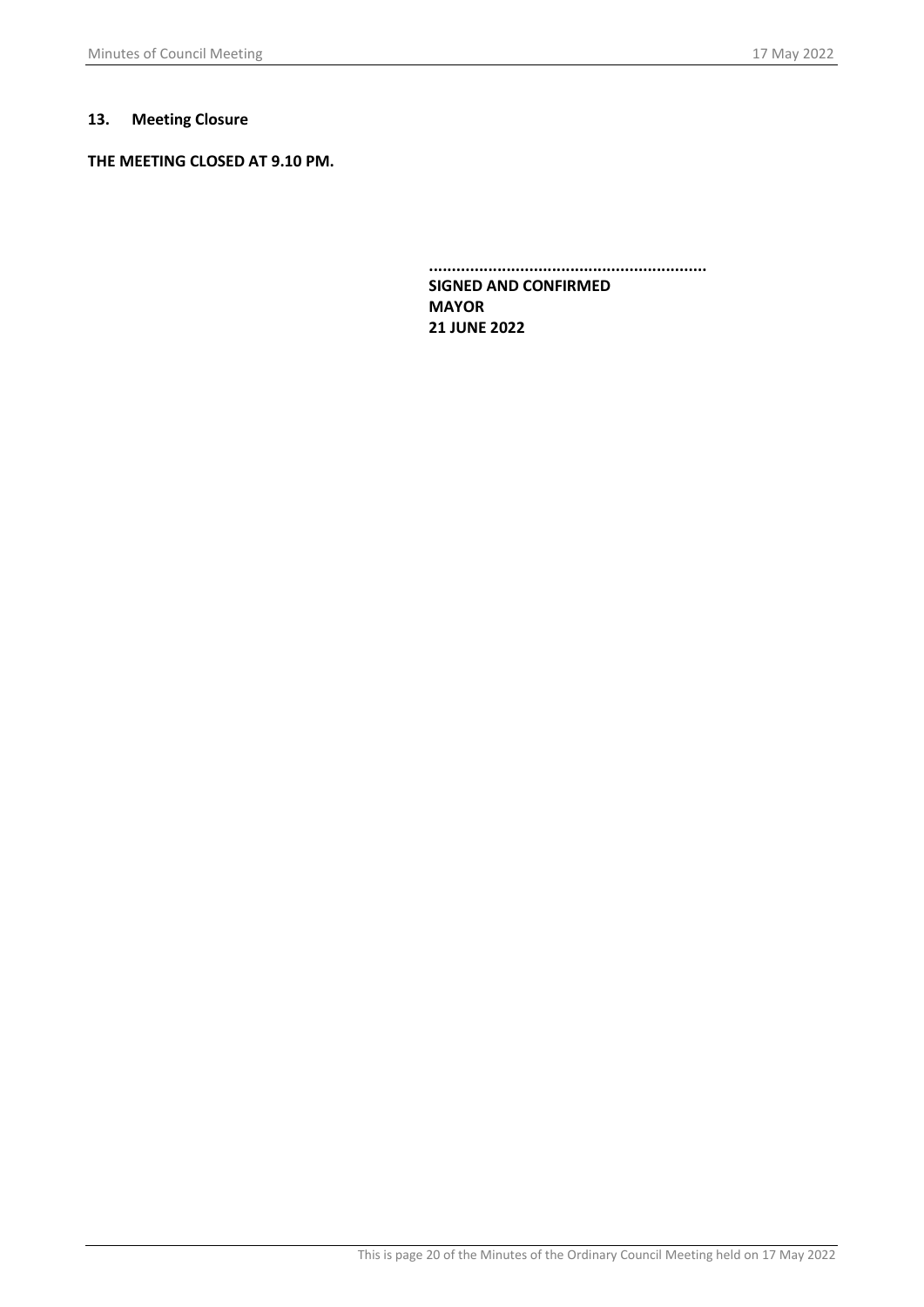## 13. Meeting Closure

**THE MEETING CLOSED AT 9.10 PM.**

**............................................................**
**SIGNED AND CONFIRMED**
**MAYOR**
**21 JUNE 2022**